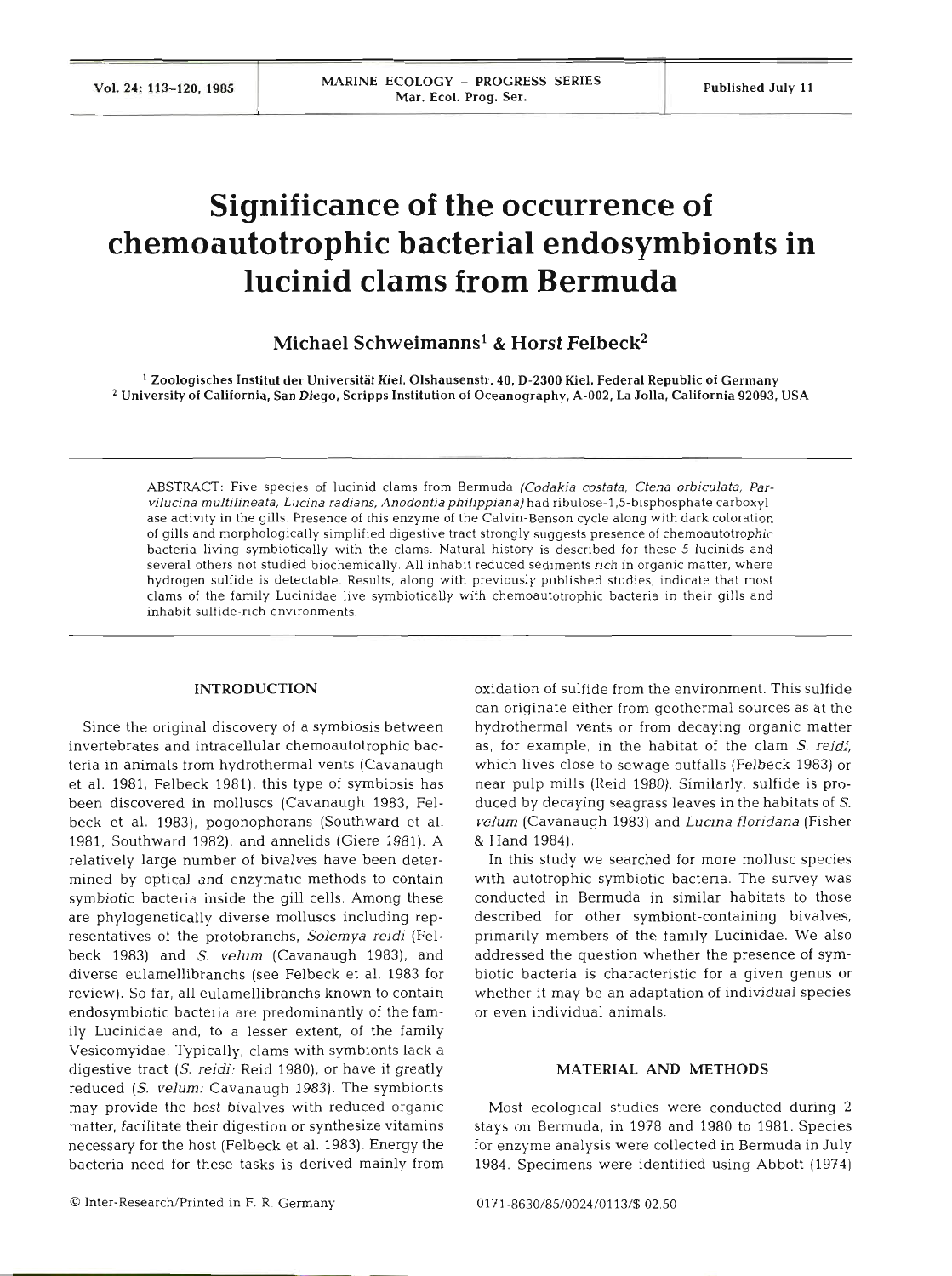# Significance of the occurrence of chemoautotrophic bacterial endosymbionts in lucinid clams from Bermuda

**Michael Schweimanns[1] & Horst Felbeck[2]**

[1] Zoologisches Institut der Universität Kiel, Olshausenstr. 40, D-2300 Kiel, Federal Republic of Germany
[2] University of California, San Diego, Scripps Institution of Oceanography, A-002, La Jolla, California 92093, USA

ABSTRACT: Five species of lucinid clams from Bermuda (*Codakia costata, Ctena orbiculata, Parvilucina multilineata, Lucina radians, Anodontia philippiana*) had ribulose-1,5-bisphosphate carboxylase activity in the gills. Presence of this enzyme of the Calvin-Benson cycle along with dark coloration of gills and morphologically simplified digestive tract strongly suggests presence of chemoautotrophic bacteria living symbiotically with the clams. Natural history is described for these 5 lucinids and several others not studied biochemically. All inhabit reduced sediments rich in organic matter, where hydrogen sulfide is detectable. Results, along with previously published studies, indicate that most clams of the family Lucinidae live symbiotically with chemoautotrophic bacteria in their gills and inhabit sulfide-rich environments.

## INTRODUCTION

Since the original discovery of a symbiosis between invertebrates and intracellular chemoautotrophic bacteria in animals from hydrothermal vents (Cavanaugh et al. 1981, Felbeck 1981), this type of symbiosis has been discovered in molluscs (Cavanaugh 1983, Felbeck et al. 1983), pogonophorans (Southward et al. 1981, Southward 1982), and annelids (Giere 1981). A relatively large number of bivalves have been determined by optical and enzymatic methods to contain symbiotic bacteria inside the gill cells. Among these are phylogenetically diverse molluscs including representatives of the protobranchs, *Solemya reidi* (Felbeck 1983) and *S. velum* (Cavanaugh 1983), and diverse eulamellibranchs (see Felbeck et al. 1983 for review). So far, all eulamellibranchs known to contain endosymbiotic bacteria are predominantly of the family Lucinidae and, to a lesser extent, of the family Vesicomyidae. Typically, clams with symbionts lack a digestive tract (*S. reidi*: Reid 1980), or have it greatly reduced (*S. velum*: Cavanaugh 1983). The symbionts may provide the host bivalves with reduced organic matter, facilitate their digestion or synthesize vitamins necessary for the host (Felbeck et al. 1983). Energy the bacteria need for these tasks is derived mainly from oxidation of sulfide from the environment. This sulfide can originate either from geothermal sources as at the hydrothermal vents or from decaying organic matter as, for example, in the habitat of the clam *S. reidi*, which lives close to sewage outfalls (Felbeck 1983) or near pulp mills (Reid 1980). Similarly, sulfide is produced by decaying seagrass leaves in the habitats of *S. velum* (Cavanaugh 1983) and *Lucina floridana* (Fisher & Hand 1984).

In this study we searched for more mollusc species with autotrophic symbiotic bacteria. The survey was conducted in Bermuda in similar habitats to those described for other symbiont-containing bivalves, primarily members of the family Lucinidae. We also addressed the question whether the presence of symbiotic bacteria is characteristic for a given genus or whether it may be an adaptation of individual species or even individual animals.

## MATERIAL AND METHODS

Most ecological studies were conducted during 2 stays on Bermuda, in 1978 and 1980 to 1981. Species for enzyme analysis were collected in Bermuda in July 1984. Specimens were identified using Abbott (1974)

© Inter-Research/Printed in F. R. Germany

0171-8630/85/0024/0113/$ 02.50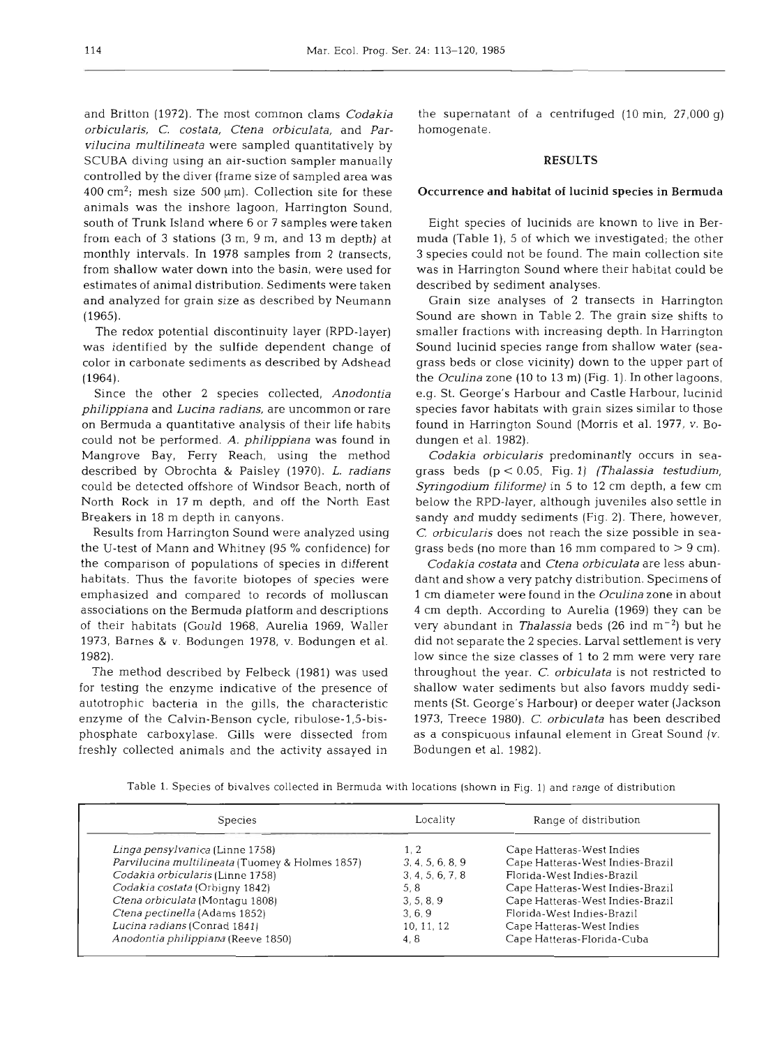and Britton (1972). The most common clams *Codakia orbicularis*, *C. costata*, *Ctena orbiculata*, and *Parvilucina multilineata* were sampled quantitatively by SCUBA diving using an air-suction sampler manually controlled by the diver (frame size of sampled area was 400 $cm^2$; mesh size 500 µm). Collection site for these animals was the inshore lagoon, Harrington Sound, south of Trunk Island where 6 or 7 samples were taken from each of 3 stations (3 m, 9 m, and 13 m depth) at monthly intervals. In 1978 samples from 2 transects, from shallow water down into the basin, were used for estimates of animal distribution. Sediments were taken and analyzed for grain size as described by Neumann (1965).

The redox potential discontinuity layer (RPD-layer) was identified by the sulfide dependent change of color in carbonate sediments as described by Adshead (1964).

Since the other 2 species collected, *Anodontia philippiana* and *Lucina radians*, are uncommon or rare on Bermuda a quantitative analysis of their life habits could not be performed. *A. philippiana* was found in Mangrove Bay, Ferry Reach, using the method described by Obrochta & Paisley (1970). *L. radians* could be detected offshore of Windsor Beach, north of North Rock in 17 m depth, and off the North East Breakers in 18 m depth in canyons.

Results from Harrington Sound were analyzed using the U-test of Mann and Whitney (95 % confidence) for the comparison of populations of species in different habitats. Thus the favorite biotopes of species were emphasized and compared to records of molluscan associations on the Bermuda platform and descriptions of their habitats (Gould 1968, Aurelia 1969, Waller 1973, Barnes & v. Bodungen 1978, v. Bodungen et al. 1982).

The method described by Felbeck (1981) was used for testing the enzyme indicative of the presence of autotrophic bacteria in the gills, the characteristic enzyme of the Calvin-Benson cycle, ribulose-1,5-bisphosphate carboxylase. Gills were dissected from freshly collected animals and the activity assayed in the supernatant of a centrifuged (10 min, 27,000 g) homogenate.

## RESULTS

### Occurrence and habitat of lucinid species in Bermuda

Eight species of lucinids are known to live in Bermuda (Table 1), 5 of which we investigated; the other 3 species could not be found. The main collection site was in Harrington Sound where their habitat could be described by sediment analyses.

Grain size analyses of 2 transects in Harrington Sound are shown in Table 2. The grain size shifts to smaller fractions with increasing depth. In Harrington Sound lucinid species range from shallow water (seagrass beds or close vicinity) down to the upper part of the *Oculina* zone (10 to 13 m) (Fig. 1). In other lagoons, e.g. St. George's Harbour and Castle Harbour, lucinid species favor habitats with grain sizes similar to those found in Harrington Sound (Morris et al. 1977, v. Bodungen et al. 1982).

*Codakia orbicularis* predominantly occurs in seagrass beds ($p < 0.05$, Fig. 1) (*Thalassia testudium, Syringodium filiforme*) in 5 to 12 cm depth, a few cm below the RPD-layer, although juveniles also settle in sandy and muddy sediments (Fig. 2). There, however, *C. orbicularis* does not reach the size possible in seagrass beds (no more than 16 mm compared to > 9 cm).

*Codakia costata* and *Ctena orbiculata* are less abundant and show a very patchy distribution. Specimens of 1 cm diameter were found in the *Oculina* zone in about 4 cm depth. According to Aurelia (1969) they can be very abundant in *Thalassia* beds (26 ind $m^{-2}$) but he did not separate the 2 species. Larval settlement is very low since the size classes of 1 to 2 mm were very rare throughout the year. *C. orbiculata* is not restricted to shallow water sediments but also favors muddy sediments (St. George's Harbour) or deeper water (Jackson 1973, Treece 1980). *C. orbiculata* has been described as a conspicuous infaunal element in Great Sound (v. Bodungen et al. 1982).

Table 1. Species of bivalves collected in Bermuda with locations (shown in Fig. 1) and range of distribution

| Species | Locality | Range of distribution |
|---|---|---|
| *Linga pensylvanica* (Linne 1758) | 1, 2 | Cape Hatteras-West Indies |
| *Parvilucina multilineata* (Tuomey & Holmes 1857) | 3, 4, 5, 6, 8, 9 | Cape Hatteras-West Indies-Brazil |
| *Codakia orbicularis* (Linne 1758) | 3, 4, 5, 6, 7, 8 | Florida-West Indies-Brazil |
| *Codakia costata* (Orbigny 1842) | 5, 8 | Cape Hatteras-West Indies-Brazil |
| *Ctena orbiculata* (Montagu 1808) | 3, 5, 8, 9 | Cape Hatteras-West Indies-Brazil |
| *Ctena pectinella* (Adams 1852) | 3, 6, 9 | Florida-West Indies-Brazil |
| *Lucina radians* (Conrad 1841) | 10, 11, 12 | Cape Hatteras-West Indies |
| *Anodontia philippiana* (Reeve 1850) | 4, 8 | Cape Hatteras-Florida-Cuba |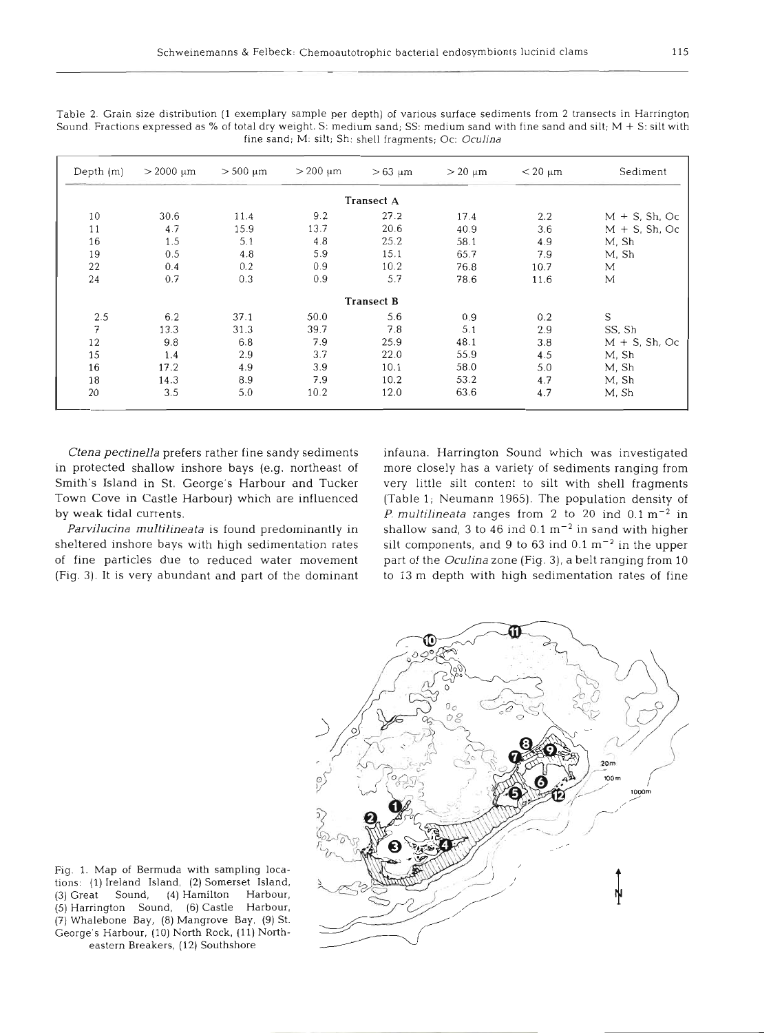Table 2. Grain size distribution (1 exemplary sample per depth) of various surface sediments from 2 transects in Harrington Sound. Fractions expressed as % of total dry weight. S: medium sand; SS: medium sand with fine sand and silt; M + S: silt with fine sand; M: silt; Sh: shell fragments; Oc: *Oculina*

| Depth (m) | > 2000 µm | > 500 µm | > 200 µm | > 63 µm | > 20 µm | < 20 µm | Sediment |
|---|---|---|---|---|---|---|---|
| **Transect A** | | | | | | | |
| 10 | 30.6 | 11.4 | 9.2 | 27.2 | 17.4 | 2.2 | M + S, Sh, Oc |
| 11 | 4.7 | 15.9 | 13.7 | 20.6 | 40.9 | 3.6 | M + S, Sh, Oc |
| 16 | 1.5 | 5.1 | 4.8 | 25.2 | 58.1 | 4.9 | M, Sh |
| 19 | 0.5 | 4.8 | 5.9 | 15.1 | 65.7 | 7.9 | M, Sh |
| 22 | 0.4 | 0.2 | 0.9 | 10.2 | 76.8 | 10.7 | M |
| 24 | 0.7 | 0.3 | 0.9 | 5.7 | 78.6 | 11.6 | M |
| **Transect B** | | | | | | | |
| 2.5 | 6.2 | 37.1 | 50.0 | 5.6 | 0.9 | 0.2 | S |
| 7 | 13.3 | 31.3 | 39.7 | 7.8 | 5.1 | 2.9 | SS, Sh |
| 12 | 9.8 | 6.8 | 7.9 | 25.9 | 48.1 | 3.8 | M + S, Sh, Oc |
| 15 | 1.4 | 2.9 | 3.7 | 22.0 | 55.9 | 4.5 | M, Sh |
| 16 | 17.2 | 4.9 | 3.9 | 10.1 | 58.0 | 5.0 | M, Sh |
| 18 | 14.3 | 8.9 | 7.9 | 10.2 | 53.2 | 4.7 | M, Sh |
| 20 | 3.5 | 5.0 | 10.2 | 12.0 | 63.6 | 4.7 | M, Sh |

*Ctena pectinella* prefers rather fine sandy sediments in protected shallow inshore bays (e.g. northeast of Smith's Island in St. George's Harbour and Tucker Town Cove in Castle Harbour) which are influenced by weak tidal currents.

*Parvilucina multilineata* is found predominantly in sheltered inshore bays with high sedimentation rates of fine particles due to reduced water movement (Fig. 3). It is very abundant and part of the dominant infauna. Harrington Sound which was investigated more closely has a variety of sediments ranging from very little silt content to silt with shell fragments (Table 1; Neumann 1965). The population density of *P. multilineata* ranges from 2 to 20 ind $0.1\ m^{-2}$ in shallow sand, 3 to 46 ind $0.1\ m^{-2}$ in sand with higher silt components, and 9 to 63 ind $0.1\ m^{-2}$ in the upper part of the *Oculina* zone (Fig. 3), a belt ranging from 10 to 13 m depth with high sedimentation rates of fine

Fig. 1. Map of Bermuda with sampling locations: (1) Ireland Island, (2) Somerset Island, (3) Great Sound, (4) Hamilton Harbour, (5) Harrington Sound, (6) Castle Harbour, (7) Whalebone Bay, (8) Mangrove Bay, (9) St. George's Harbour, (10) North Rock, (11) Northeastern Breakers, (12) Southshore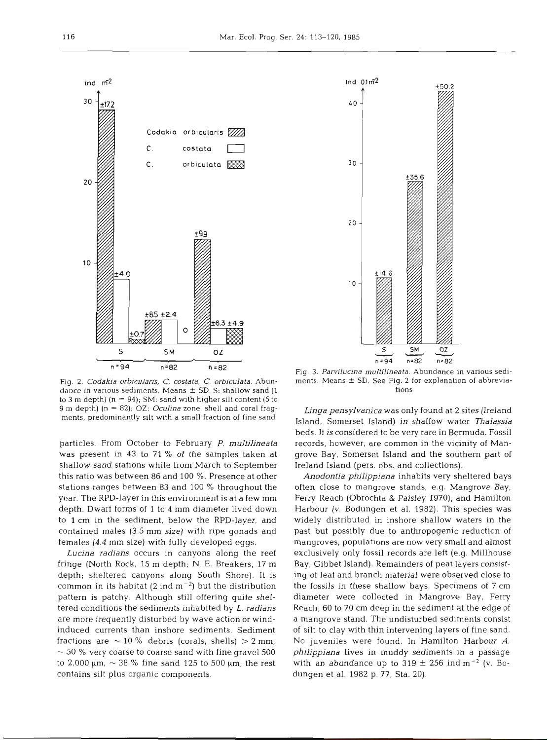Fig. 2. *Codakia orbicularis*, *C. costata*, *C. orbiculata*. Abundance in various sediments. Means ± SD. S: shallow sand (1 to 3 m depth) (n = 94); SM: sand with higher silt content (5 to 9 m depth) (n = 82); OZ: *Oculina* zone, shell and coral fragments, predominantly silt with a small fraction of fine sand

Fig. 3. *Parvilucina multilineata*. Abundance in various sediments. Means ± SD. See Fig. 2 for explanation of abbreviations

particles. From October to February *P. multilineata* was present in 43 to 71 % of the samples taken at shallow sand stations while from March to September this ratio was between 86 and 100 %. Presence at other stations ranges between 83 and 100 % throughout the year. The RPD-layer in this environment is at a few mm depth. Dwarf forms of 1 to 4 mm diameter lived down to 1 cm in the sediment, below the RPD-layer, and contained males (3.5 mm size) with ripe gonads and females (4.4 mm size) with fully developed eggs.

*Lucina radians* occurs in canyons along the reef fringe (North Rock, 15 m depth; N. E. Breakers, 17 m depth; sheltered canyons along South Shore). It is common in its habitat (2 ind $m^{-2}$) but the distribution pattern is patchy. Although still offering quite sheltered conditions the sediments inhabited by *L. radians* are more frequently disturbed by wave action or wind-induced currents than inshore sediments. Sediment fractions are ~ 10 % debris (corals, shells) > 2 mm, ~ 50 % very coarse to coarse sand with fine gravel 500 to 2,000 μm, ~ 38 % fine sand 125 to 500 μm, the rest contains silt plus organic components.

*Linga pensylvanica* was only found at 2 sites (Ireland Island, Somerset Island) in shallow water *Thalassia* beds. It is considered to be very rare in Bermuda. Fossil records, however, are common in the vicinity of Mangrove Bay, Somerset Island and the southern part of Ireland Island (pers. obs. and collections).

*Anodontia philippiana* inhabits very sheltered bays often close to mangrove stands, e.g. Mangrove Bay, Ferry Reach (Obrochta & Paisley 1970), and Hamilton Harbour (v. Bodungen et al. 1982). This species was widely distributed in inshore shallow waters in the past but possibly due to anthropogenic reduction of mangroves, populations are now very small and almost exclusively only fossil records are left (e.g. Millhouse Bay, Gibbet Island). Remainders of peat layers consisting of leaf and branch material were observed close to the fossils in these shallow bays. Specimens of 7 cm diameter were collected in Mangrove Bay, Ferry Reach, 60 to 70 cm deep in the sediment at the edge of a mangrove stand. The undisturbed sediments consist of silt to clay with thin intervening layers of fine sand. No juveniles were found. In Hamilton Harbour *A. philippiana* lives in muddy sediments in a passage with an abundance up to 319 ± 256 ind $m^{-2}$ (v. Bodungen et al. 1982 p. 77, Sta. 20).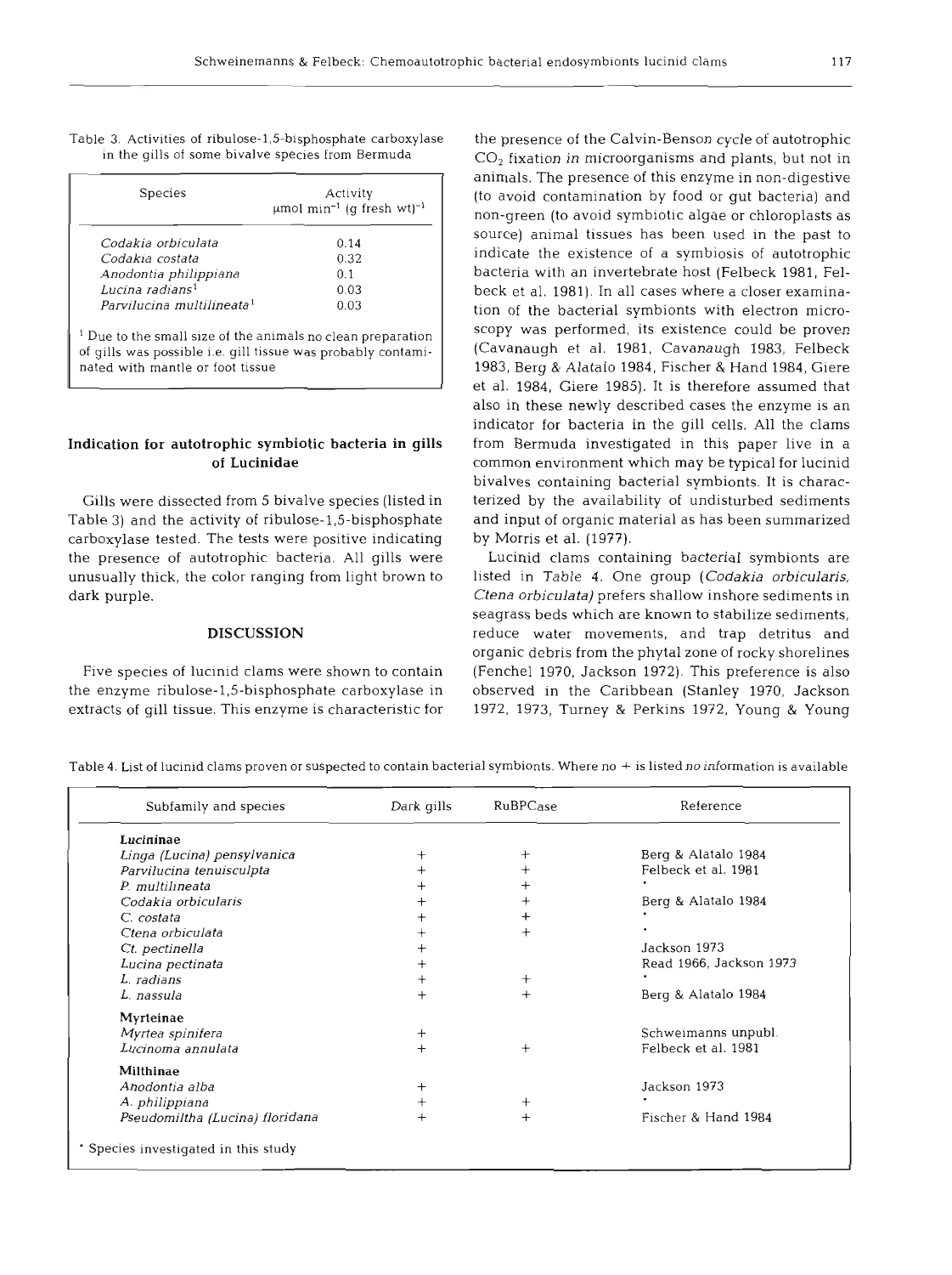Table 3. Activities of ribulose-1,5-bisphosphate carboxylase in the gills of some bivalve species from Bermuda

| Species | Activity $\mu$mol min$^{-1}$ (g fresh wt)$^{-1}$ |
|---|---|
| *Codakia orbiculata* | 0.14 |
| *Codakia costata* | 0.32 |
| *Anodontia philippiana* | 0.1 |
| *Lucina radians*[1] | 0.03 |
| *Parvilucina multilineata*[1] | 0.03 |

[1] Due to the small size of the animals no clean preparation of gills was possible i.e. gill tissue was probably contaminated with mantle or foot tissue

## Indication for autotrophic symbiotic bacteria in gills of Lucinidae

Gills were dissected from 5 bivalve species (listed in Table 3) and the activity of ribulose-1,5-bisphosphate carboxylase tested. The tests were positive indicating the presence of autotrophic bacteria. All gills were unusually thick, the color ranging from light brown to dark purple.

## DISCUSSION

Five species of lucinid clams were shown to contain the enzyme ribulose-1,5-bisphosphate carboxylase in extracts of gill tissue. This enzyme is characteristic for the presence of the Calvin-Benson cycle of autotrophic $CO_2$ fixation in microorganisms and plants, but not in animals. The presence of this enzyme in non-digestive (to avoid contamination by food or gut bacteria) and non-green (to avoid symbiotic algae or chloroplasts as source) animal tissues has been used in the past to indicate the existence of a symbiosis of autotrophic bacteria with an invertebrate host (Felbeck 1981, Felbeck et al. 1981). In all cases where a closer examination of the bacterial symbionts with electron microscopy was performed, its existence could be proven (Cavanaugh et al. 1981, Cavanaugh 1983, Felbeck 1983, Berg & Alatalo 1984, Fischer & Hand 1984, Giere et al. 1984, Giere 1985). It is therefore assumed that also in these newly described cases the enzyme is an indicator for bacteria in the gill cells. All the clams from Bermuda investigated in this paper live in a common environment which may be typical for lucinid bivalves containing bacterial symbionts. It is characterized by the availability of undisturbed sediments and input of organic material as has been summarized by Morris et al. (1977).

Lucinid clams containing bacterial symbionts are listed in Table 4. One group (*Codakia orbicularis, Ctena orbiculata*) prefers shallow inshore sediments in seagrass beds which are known to stabilize sediments, reduce water movements, and trap detritus and organic debris from the phytal zone of rocky shorelines (Fenchel 1970, Jackson 1972). This preference is also observed in the Caribbean (Stanley 1970, Jackson 1972, 1973, Turney & Perkins 1972, Young & Young

Table 4. List of lucinid clams proven or suspected to contain bacterial symbionts. Where no + is listed no information is available

| Subfamily and species | Dark gills | RuBPCase | Reference |
|---|---|---|---|
| **Lucininae** | | | |
| *Linga (Lucina) pensylvanica* | + | + | Berg & Alatalo 1984 |
| *Parvilucina tenuisculpta* | + | + | Felbeck et al. 1981 |
| *P. multilineata* | + | + | * |
| *Codakia orbicularis* | + | + | Berg & Alatalo 1984 |
| *C. costata* | + | + | * |
| *Ctena orbiculata* | + | + | * |
| *Ct. pectinella* | + | | Jackson 1973 |
| *Lucina pectinata* | + | | Read 1966, Jackson 1973 |
| *L. radians* | + | + | * |
| *L. nassula* | + | + | Berg & Alatalo 1984 |
| **Myrteinae** | | | |
| *Myrtea spinifera* | + | | Schweimanns unpubl. |
| *Lucinoma annulata* | + | + | Felbeck et al. 1981 |
| **Milthinae** | | | |
| *Anodontia alba* | + | | Jackson 1973 |
| *A. philippiana* | + | + | * |
| *Pseudomiltha (Lucina) floridana* | + | + | Fischer & Hand 1984 |

\* Species investigated in this study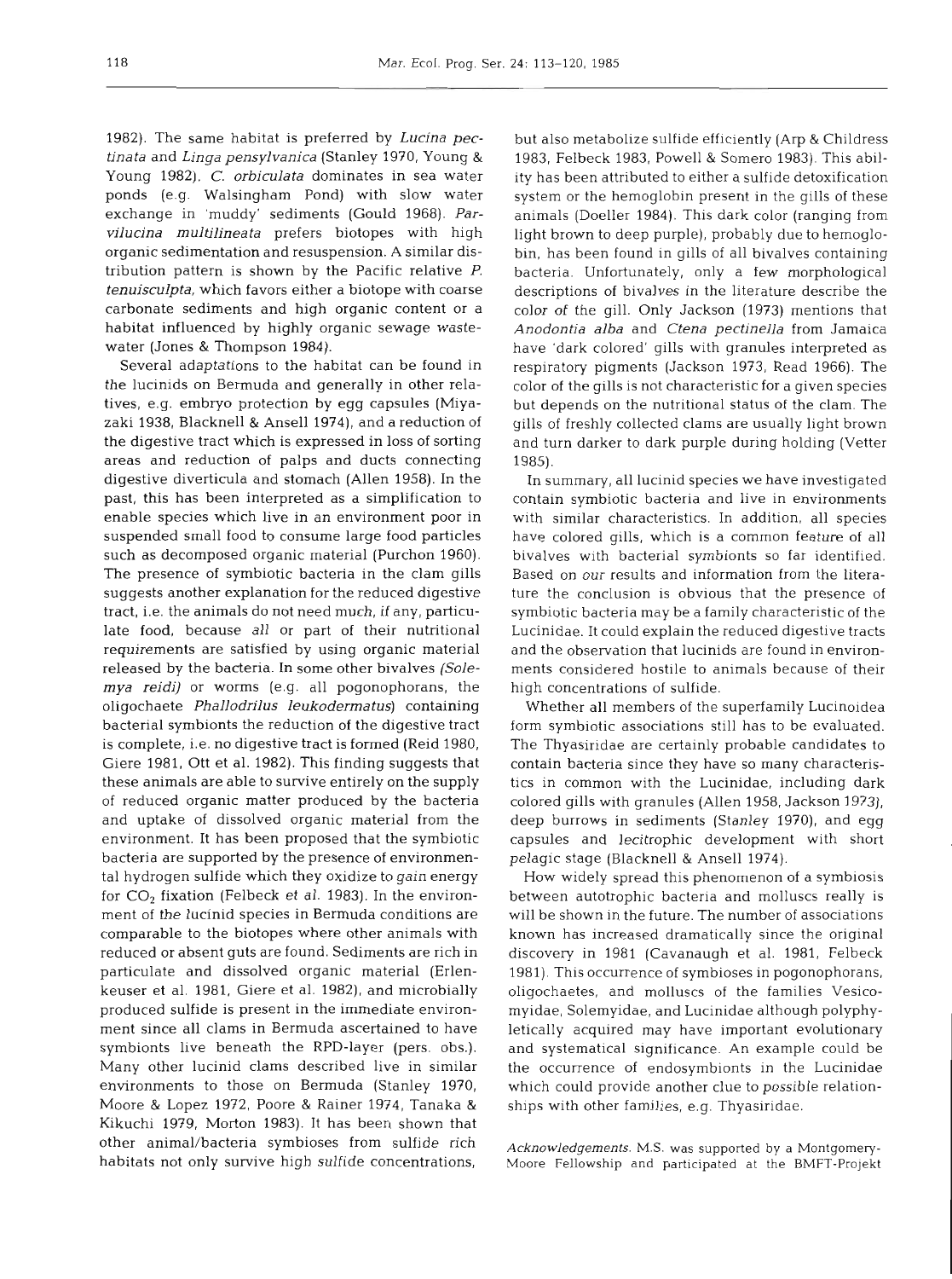1982). The same habitat is preferred by *Lucina pectinata* and *Linga pensylvanica* (Stanley 1970, Young & Young 1982). *C. orbiculata* dominates in sea water ponds (e.g. Walsingham Pond) with slow water exchange in 'muddy' sediments (Gould 1968). *Parvilucina multilineata* prefers biotopes with high organic sedimentation and resuspension. A similar distribution pattern is shown by the Pacific relative *P. tenuisculpta*, which favors either a biotope with coarse carbonate sediments and high organic content or a habitat influenced by highly organic sewage wastewater (Jones & Thompson 1984).

Several adaptations to the habitat can be found in the lucinids on Bermuda and generally in other relatives, e.g. embryo protection by egg capsules (Miyazaki 1938, Blacknell & Ansell 1974), and a reduction of the digestive tract which is expressed in loss of sorting areas and reduction of palps and ducts connecting digestive diverticula and stomach (Allen 1958). In the past, this has been interpreted as a simplification to enable species which live in an environment poor in suspended small food to consume large food particles such as decomposed organic material (Purchon 1960). The presence of symbiotic bacteria in the clam gills suggests another explanation for the reduced digestive tract, i.e. the animals do not need much, if any, particulate food, because all or part of their nutritional requirements are satisfied by using organic material released by the bacteria. In some other bivalves (*Solemya reidi*) or worms (e.g. all pogonophorans, the oligochaete *Phallodrilus leukodermatus*) containing bacterial symbionts the reduction of the digestive tract is complete, i.e. no digestive tract is formed (Reid 1980, Giere 1981, Ott et al. 1982). This finding suggests that these animals are able to survive entirely on the supply of reduced organic matter produced by the bacteria and uptake of dissolved organic material from the environment. It has been proposed that the symbiotic bacteria are supported by the presence of environmental hydrogen sulfide which they oxidize to gain energy for $CO_2$ fixation (Felbeck et al. 1983). In the environment of the lucinid species in Bermuda conditions are comparable to the biotopes where other animals with reduced or absent guts are found. Sediments are rich in particulate and dissolved organic material (Erlenkeuser et al. 1981, Giere et al. 1982), and microbially produced sulfide is present in the immediate environment since all clams in Bermuda ascertained to have symbionts live beneath the RPD-layer (pers. obs.). Many other lucinid clams described live in similar environments to those on Bermuda (Stanley 1970, Moore & Lopez 1972, Poore & Rainer 1974, Tanaka & Kikuchi 1979, Morton 1983). It has been shown that other animal/bacteria symbioses from sulfide rich habitats not only survive high sulfide concentrations, but also metabolize sulfide efficiently (Arp & Childress 1983, Felbeck 1983, Powell & Somero 1983). This ability has been attributed to either a sulfide detoxification system or the hemoglobin present in the gills of these animals (Doeller 1984). This dark color (ranging from light brown to deep purple), probably due to hemoglobin, has been found in gills of all bivalves containing bacteria. Unfortunately, only a few morphological descriptions of bivalves in the literature describe the color of the gill. Only Jackson (1973) mentions that *Anodontia alba* and *Ctena pectinella* from Jamaica have 'dark colored' gills with granules interpreted as respiratory pigments (Jackson 1973, Read 1966). The color of the gills is not characteristic for a given species but depends on the nutritional status of the clam. The gills of freshly collected clams are usually light brown and turn darker to dark purple during holding (Vetter 1985).

In summary, all lucinid species we have investigated contain symbiotic bacteria and live in environments with similar characteristics. In addition, all species have colored gills, which is a common feature of all bivalves with bacterial symbionts so far identified. Based on our results and information from the literature the conclusion is obvious that the presence of symbiotic bacteria may be a family characteristic of the Lucinidae. It could explain the reduced digestive tracts and the observation that lucinids are found in environments considered hostile to animals because of their high concentrations of sulfide.

Whether all members of the superfamily Lucinoidea form symbiotic associations still has to be evaluated. The Thyasiridae are certainly probable candidates to contain bacteria since they have so many characteristics in common with the Lucinidae, including dark colored gills with granules (Allen 1958, Jackson 1973), deep burrows in sediments (Stanley 1970), and egg capsules and lecitrophic development with short pelagic stage (Blacknell & Ansell 1974).

How widely spread this phenomenon of a symbiosis between autotrophic bacteria and molluscs really is will be shown in the future. The number of associations known has increased dramatically since the original discovery in 1981 (Cavanaugh et al. 1981, Felbeck 1981). This occurrence of symbioses in pogonophorans, oligochaetes, and molluscs of the families Vesicomyidae, Solemyidae, and Lucinidae although polyphyletically acquired may have important evolutionary and systematical significance. An example could be the occurrence of endosymbionts in the Lucinidae which could provide another clue to possible relationships with other families, e.g. Thyasiridae.

*Acknowledgements.* M.S. was supported by a Montgomery-Moore Fellowship and participated at the BMFT-Projekt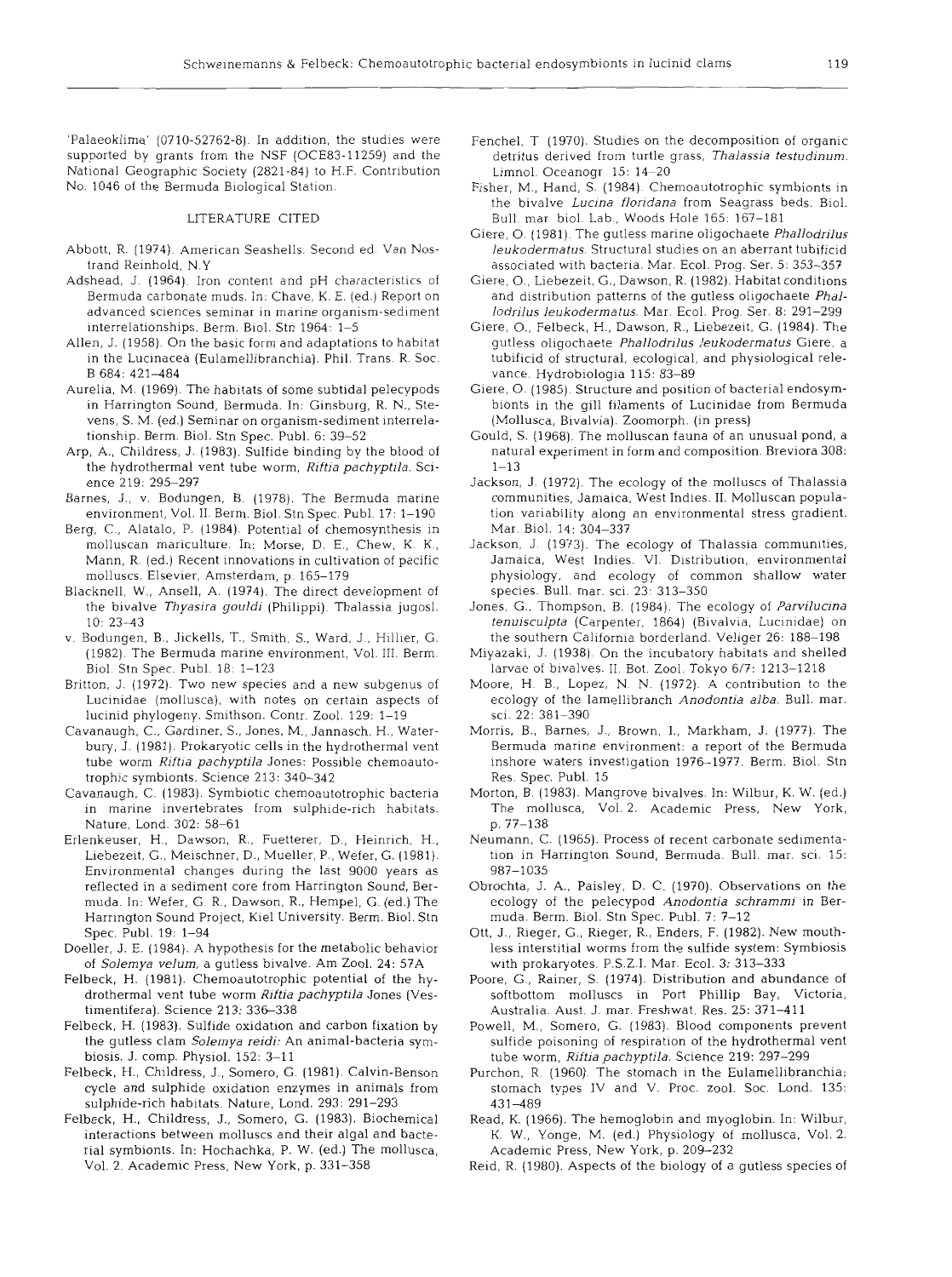'Palaeoklima' (0710-52762-8). In addition, the studies were supported by grants from the NSF (OCE83-11259) and the National Geographic Society (2821-84) to H.F. Contribution No. 1046 of the Bermuda Biological Station.

## LITERATURE CITED

Abbott, R. (1974). American Seashells. Second ed. Van Nostrand Reinhold, N.Y

Adshead, J. (1964). Iron content and pH characteristics of Bermuda carbonate muds. In: Chave, K. E. (ed.) Report on advanced sciences seminar in marine organism-sediment interrelationships. Berm. Biol. Stn 1964: 1–5

Allen, J. (1958). On the basic form and adaptations to habitat in the Lucinacea (Eulamellibranchia). Phil. Trans. R. Soc. B 684: 421–484

Aurelia, M. (1969). The habitats of some subtidal pelecypods in Harrington Sound, Bermuda. In: Ginsburg, R. N., Stevens, S. M. (ed.) Seminar on organism-sediment interrelationship. Berm. Biol. Stn Spec. Publ. 6: 39–52

Arp, A., Childress, J. (1983). Sulfide binding by the blood of the hydrothermal vent tube worm, *Riftia pachyptila*. Science 219: 295–297

Barnes, J., v. Bodungen, B. (1978). The Bermuda marine environment, Vol. II. Berm. Biol. Stn Spec. Publ. 17: 1–190

Berg, C., Alatalo, P. (1984). Potential of chemosynthesis in molluscan mariculture. In: Morse, D. E., Chew, K. K., Mann, R. (ed.) Recent innovations in cultivation of pacific molluscs. Elsevier, Amsterdam, p. 165–179

Blacknell, W., Ansell, A. (1974). The direct development of the bivalve *Thyasira gouldi* (Philippi). Thalassia jugosl. 10: 23–43

v. Bodungen, B., Jickells, T., Smith, S., Ward, J., Hillier, G. (1982). The Bermuda marine environment, Vol. III. Berm. Biol. Stn Spec. Publ. 18: 1–123

Britton, J. (1972). Two new species and a new subgenus of Lucinidae (mollusca), with notes on certain aspects of lucinid phylogeny. Smithson. Contr. Zool. 129: 1–19

Cavanaugh, C., Gardiner, S., Jones, M., Jannasch, H., Waterbury, J. (1981). Prokaryotic cells in the hydrothermal vent tube worm *Riftia pachyptila* Jones: Possible chemoautotrophic symbionts. Science 213: 340–342

Cavanaugh, C. (1983). Symbiotic chemoautotrophic bacteria in marine invertebrates from sulphide-rich habitats. Nature, Lond. 302: 58–61

Erlenkeuser, H., Dawson, R., Fuetterer, D., Heinrich, H., Liebezeit, G., Meischner, D., Mueller, P., Wefer, G. (1981). Environmental changes during the last 9000 years as reflected in a sediment core from Harrington Sound, Bermuda. In: Wefer, G. R., Dawson, R., Hempel, G. (ed.) The Harrington Sound Project, Kiel University. Berm. Biol. Stn Spec. Publ. 19: 1–94

Doeller, J. E. (1984). A hypothesis for the metabolic behavior of *Solemya velum*, a gutless bivalve. Am Zool. 24: 57A

Felbeck, H. (1981). Chemoautotrophic potential of the hydrothermal vent tube worm *Riftia pachyptila* Jones (Vestimentifera). Science 213: 336–338

Felbeck, H. (1983). Sulfide oxidation and carbon fixation by the gutless clam *Solemya reidi*: An animal-bacteria symbiosis. J. comp. Physiol. 152: 3–11

Felbeck, H., Childress, J., Somero, G. (1981). Calvin-Benson cycle and sulphide oxidation enzymes in animals from sulphide-rich habitats. Nature, Lond. 293: 291–293

Felbeck, H., Childress, J., Somero, G. (1983). Biochemical interactions between molluscs and their algal and bacterial symbionts. In: Hochachka, P. W. (ed.) The mollusca, Vol. 2. Academic Press, New York, p. 331–358

Fenchel, T (1970). Studies on the decomposition of organic detritus derived from turtle grass, *Thalassia testudinum*. Limnol. Oceanogr 15: 14–20

Fisher, M., Hand, S. (1984). Chemoautotrophic symbionts in the bivalve *Lucina floridana* from Seagrass beds. Biol. Bull. mar biol. Lab., Woods Hole 165: 167–181

Giere, O. (1981). The gutless marine oligochaete *Phallodrilus leukodermatus*. Structural studies on an aberrant tubificid associated with bacteria. Mar. Ecol. Prog. Ser. 5: 353–357

Giere, O., Liebezeit, G., Dawson, R. (1982). Habitat conditions and distribution patterns of the gutless oligochaete *Phallodrilus leukodermatus*. Mar. Ecol. Prog. Ser. 8: 291–299

Giere, O., Felbeck, H., Dawson, R., Liebezeit, G. (1984). The gutless oligochaete *Phallodrilus leukodermatus* Giere, a tubificid of structural, ecological, and physiological relevance. Hydrobiologia 115: 83–89

Giere, O. (1985). Structure and position of bacterial endosymbionts in the gill filaments of Lucinidae from Bermuda (Mollusca, Bivalvia). Zoomorph. (in press)

Gould, S. (1968). The molluscan fauna of an unusual pond, a natural experiment in form and composition. Breviora 308: 1–13

Jackson, J. (1972). The ecology of the molluscs of Thalassia communities, Jamaica, West Indies. II. Molluscan population variability along an environmental stress gradient. Mar. Biol. 14: 304–337

Jackson, J. (1973). The ecology of Thalassia communities, Jamaica, West Indies. VI. Distribution, environmental physiology, and ecology of common shallow water species. Bull. mar. sci. 23: 313–350

Jones, G., Thompson, B. (1984). The ecology of *Parvilucina tenuisculpta* (Carpenter, 1864) (Bivalvia, Lucinidae) on the southern California borderland. Veliger 26: 188–198

Miyazaki, J. (1938). On the incubatory habitats and shelled larvae of bivalves. II. Bot. Zool. Tokyo 6/7: 1213–1218

Moore, H. B., Lopez, N. N. (1972). A contribution to the ecology of the lamellibranch *Anodontia alba*. Bull. mar. sci. 22: 381–390

Morris, B., Barnes, J., Brown, I., Markham, J. (1977). The Bermuda marine environment: a report of the Bermuda inshore waters investigation 1976–1977. Berm. Biol. Stn Res. Spec. Publ. 15

Morton, B. (1983). Mangrove bivalves. In: Wilbur, K. W. (ed.) The mollusca, Vol. 2. Academic Press, New York, p. 77–138

Neumann, C. (1965). Process of recent carbonate sedimentation in Harrington Sound, Bermuda. Bull. mar. sci. 15: 987–1035

Obrochta, J. A., Paisley, D. C. (1970). Observations on the ecology of the pelecypod *Anodontia schrammi* in Bermuda. Berm. Biol. Stn Spec. Publ. 7: 7–12

Ott, J., Rieger, G., Rieger, R., Enders, F. (1982). New mouthless interstitial worms from the sulfide system: Symbiosis with prokaryotes. P.S.Z.I. Mar. Ecol. 3: 313–333

Poore, G., Rainer, S. (1974). Distribution and abundance of softbottom molluscs in Port Phillip Bay, Victoria, Australia. Aust. J. mar. Freshwat. Res. 25: 371–411

Powell, M., Somero, G. (1983). Blood components prevent sulfide poisoning of respiration of the hydrothermal vent tube worm, *Riftia pachyptila*. Science 219: 297–299

Purchon, R. (1960). The stomach in the Eulamellibranchia; stomach types IV and V. Proc. zool. Soc. Lond. 135: 431–489

Read, K. (1966). The hemoglobin and myoglobin. In: Wilbur, K. W., Yonge, M. (ed.) Physiology of mollusca, Vol. 2. Academic Press, New York, p. 209–232

Reid, R. (1980). Aspects of the biology of a gutless species of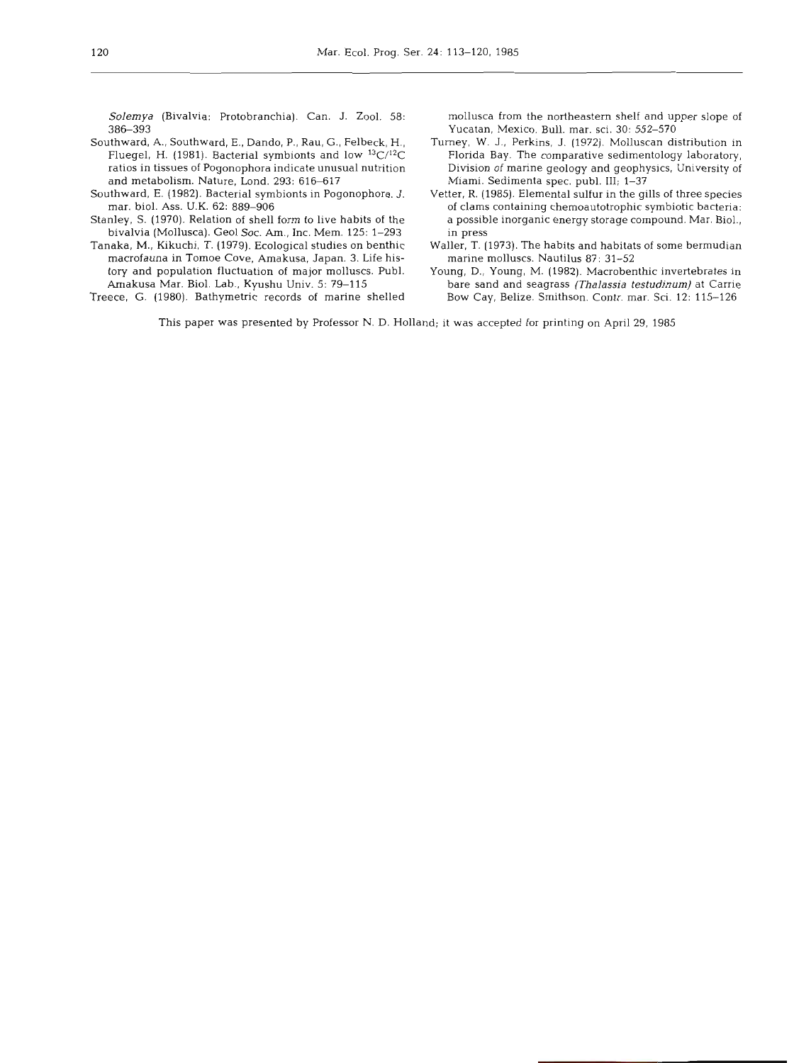*Solemya* (Bivalvia: Protobranchia). Can. J. Zool. 58: 386–393

Southward, A., Southward, E., Dando, P., Rau, G., Felbeck, H., Fluegel, H. (1981). Bacterial symbionts and low $^{13}C/^{12}C$ ratios in tissues of Pogonophora indicate unusual nutrition and metabolism. Nature, Lond. 293: 616–617

Southward, E. (1982). Bacterial symbionts in Pogonophora. J. mar. biol. Ass. U.K. 62: 889–906

Stanley, S. (1970). Relation of shell form to live habits of the bivalvia (Mollusca). Geol Soc. Am., Inc. Mem. 125: 1–293

Tanaka, M., Kikuchi, T. (1979). Ecological studies on benthic macrofauna in Tomoe Cove, Amakusa, Japan. 3. Life history and population fluctuation of major molluscs. Publ. Amakusa Mar. Biol. Lab., Kyushu Univ. 5: 79–115

Treece, G. (1980). Bathymetric records of marine shelled mollusca from the northeastern shelf and upper slope of Yucatan, Mexico. Bull. mar. sci. 30: 552–570

Turney, W. J., Perkins, J. (1972). Molluscan distribution in Florida Bay. The comparative sedimentology laboratory, Division of marine geology and geophysics, University of Miami. Sedimenta spec. publ. III; 1–37

Vetter, R. (1985). Elemental sulfur in the gills of three species of clams containing chemoautotrophic symbiotic bacteria: a possible inorganic energy storage compound. Mar. Biol., in press

Waller, T. (1973). The habits and habitats of some bermudian marine molluscs. Nautilus 87: 31–52

Young, D., Young, M. (1982). Macrobenthic invertebrates in bare sand and seagrass (*Thalassia testudinum*) at Carrie Bow Cay, Belize. Smithson. Contr. mar. Sci. 12: 115–126

This paper was presented by Professor N. D. Holland; it was accepted for printing on April 29, 1985